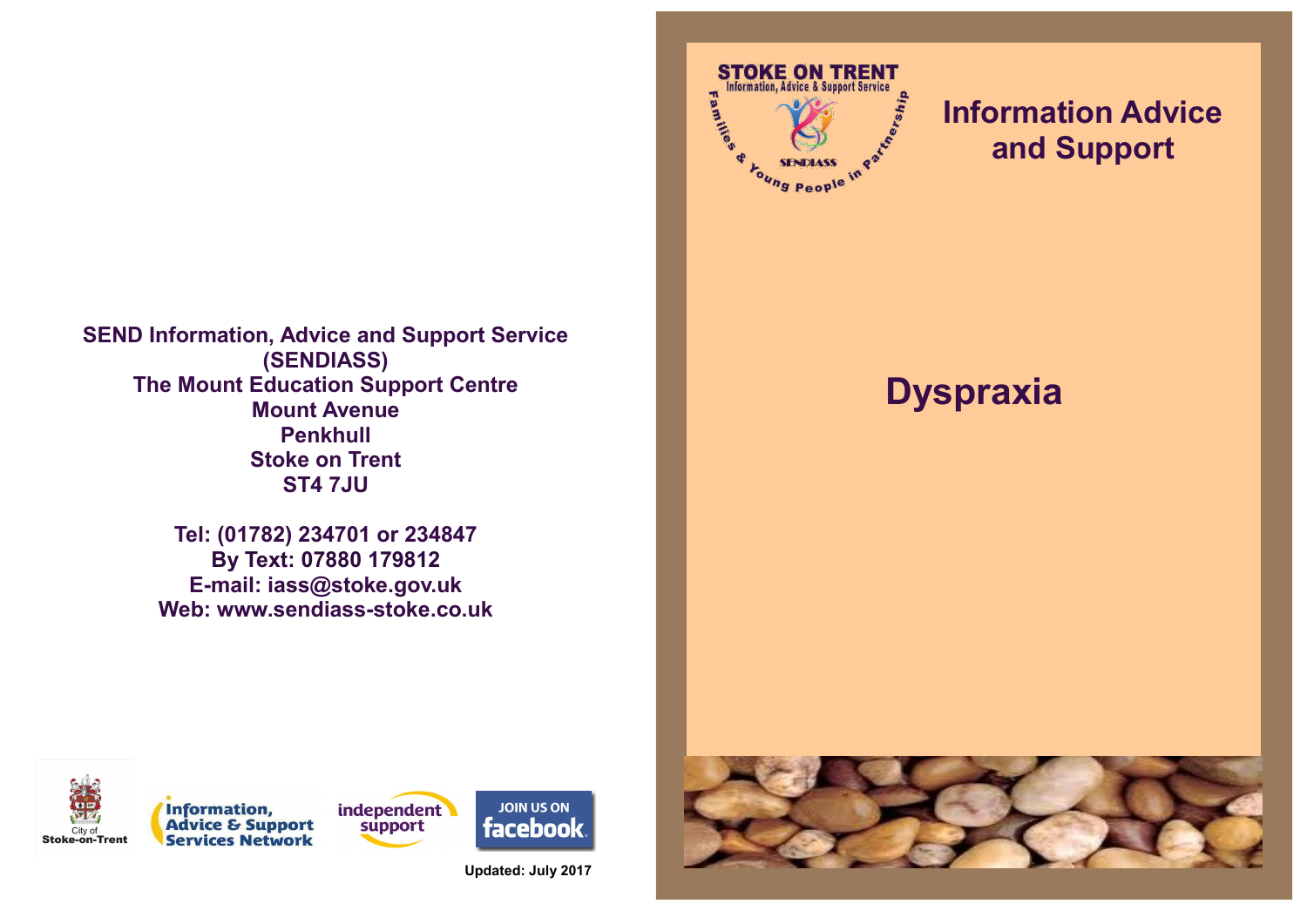# Information Advice and Support

# Dyspraxia

**SEND Information, Advice and Support Service (SENDIASS)**
**The Mount Education Support Centre**
**Mount Avenue**
**Penkhull**
**Stoke on Trent**
**ST4 7JU**

**Tel: (01782) 234701 or 234847**
**By Text: 07880 179812**
**E-mail: iass@stoke.gov.uk**
**Web: www.sendiass-stoke.co.uk**

**Updated: July 2017**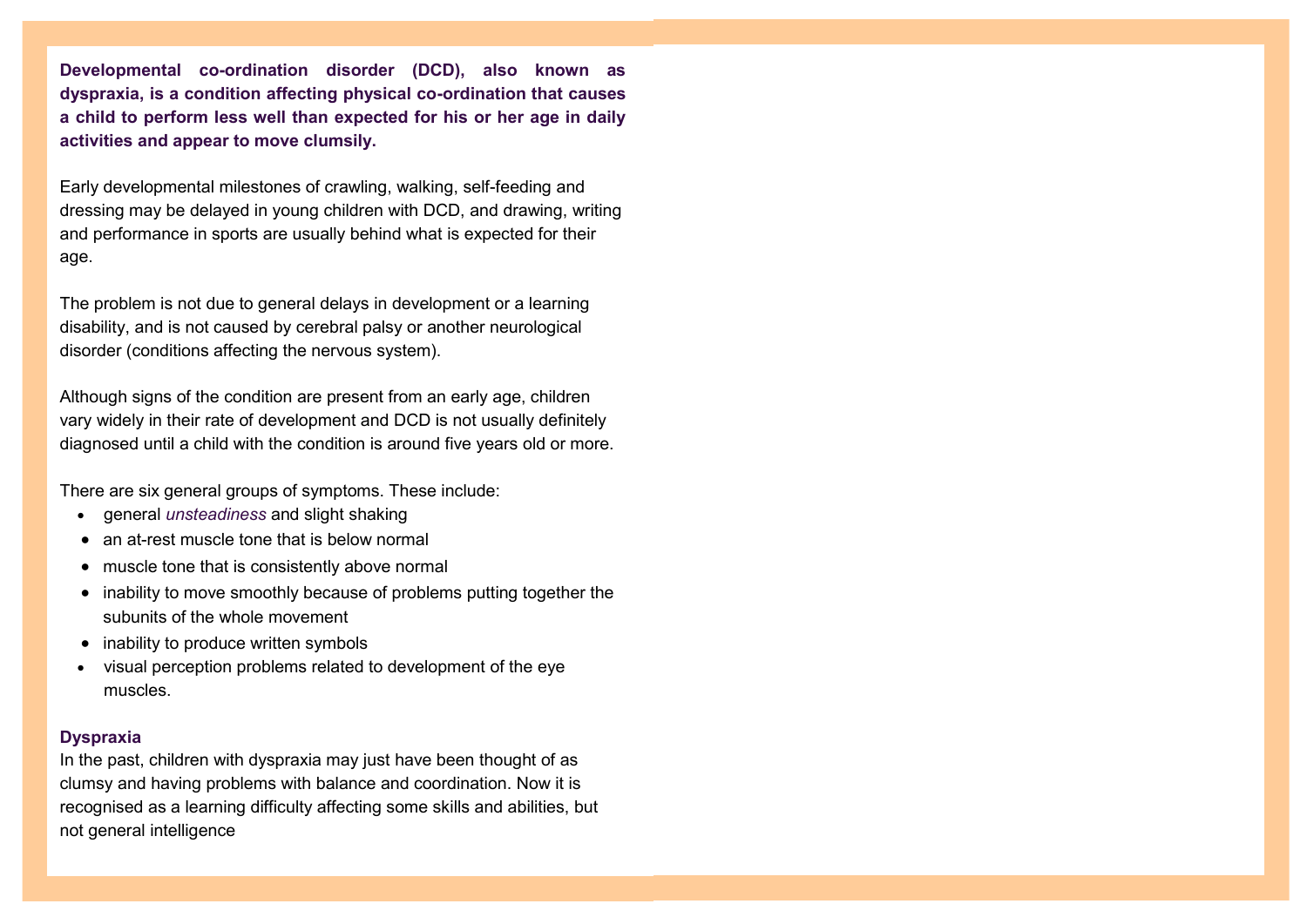**Developmental co-ordination disorder (DCD), also known as dyspraxia, is a condition affecting physical co-ordination that causes a child to perform less well than expected for his or her age in daily activities and appear to move clumsily.**

Early developmental milestones of crawling, walking, self-feeding and dressing may be delayed in young children with DCD, and drawing, writing and performance in sports are usually behind what is expected for their age.

The problem is not due to general delays in development or a learning disability, and is not caused by cerebral palsy or another neurological disorder (conditions affecting the nervous system).

Although signs of the condition are present from an early age, children vary widely in their rate of development and DCD is not usually definitely diagnosed until a child with the condition is around five years old or more.

There are six general groups of symptoms. These include:

- general *unsteadiness* and slight shaking
- an at-rest muscle tone that is below normal
- muscle tone that is consistently above normal
- inability to move smoothly because of problems putting together the subunits of the whole movement
- inability to produce written symbols
- visual perception problems related to development of the eye muscles.

**Dyspraxia**

In the past, children with dyspraxia may just have been thought of as clumsy and having problems with balance and coordination. Now it is recognised as a learning difficulty affecting some skills and abilities, but not general intelligence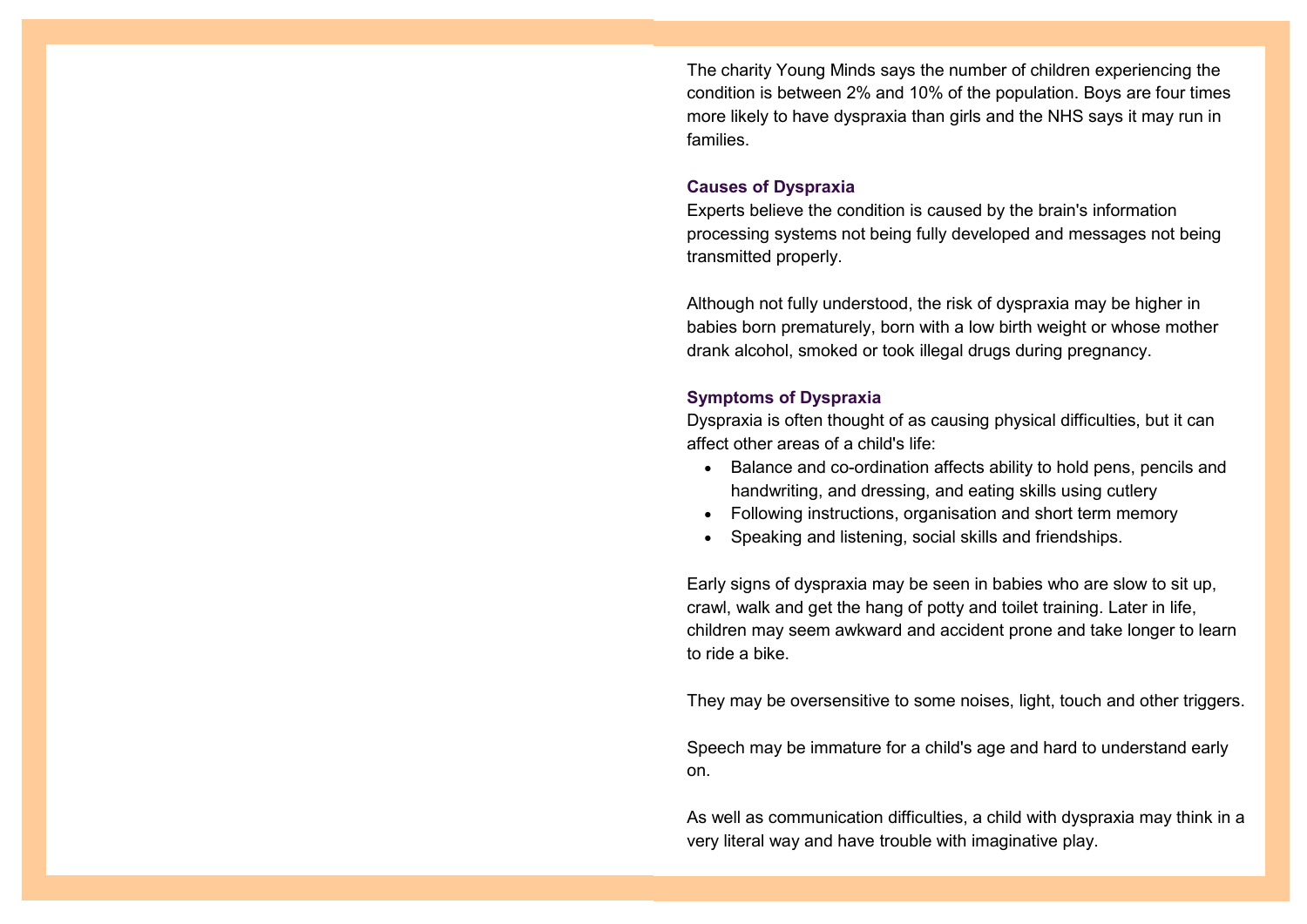The charity Young Minds says the number of children experiencing the condition is between 2% and 10% of the population. Boys are four times more likely to have dyspraxia than girls and the NHS says it may run in families.

### Causes of Dyspraxia

Experts believe the condition is caused by the brain's information processing systems not being fully developed and messages not being transmitted properly.

Although not fully understood, the risk of dyspraxia may be higher in babies born prematurely, born with a low birth weight or whose mother drank alcohol, smoked or took illegal drugs during pregnancy.

### Symptoms of Dyspraxia

Dyspraxia is often thought of as causing physical difficulties, but it can affect other areas of a child's life:

- Balance and co-ordination affects ability to hold pens, pencils and handwriting, and dressing, and eating skills using cutlery
- Following instructions, organisation and short term memory
- Speaking and listening, social skills and friendships.

Early signs of dyspraxia may be seen in babies who are slow to sit up, crawl, walk and get the hang of potty and toilet training. Later in life, children may seem awkward and accident prone and take longer to learn to ride a bike.

They may be oversensitive to some noises, light, touch and other triggers.

Speech may be immature for a child's age and hard to understand early on.

As well as communication difficulties, a child with dyspraxia may think in a very literal way and have trouble with imaginative play.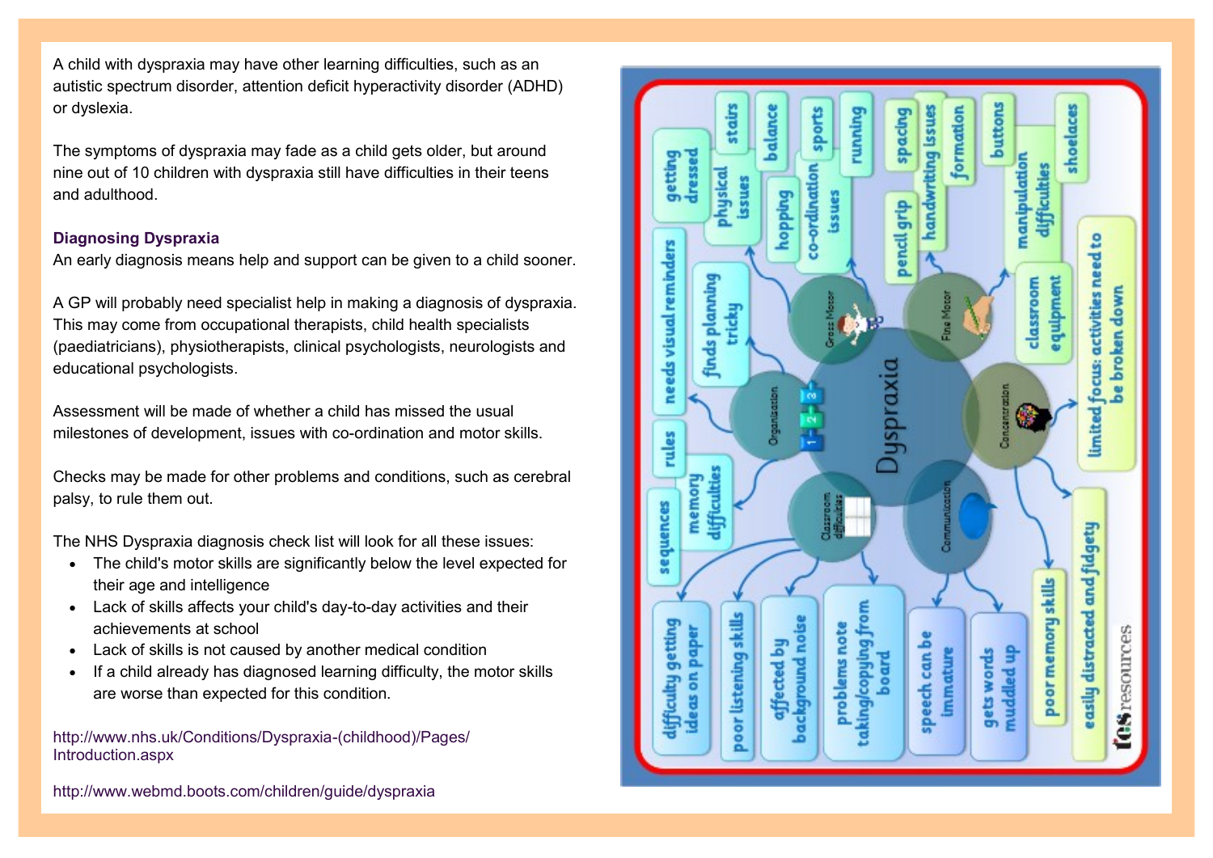A child with dyspraxia may have other learning difficulties, such as an autistic spectrum disorder, attention deficit hyperactivity disorder (ADHD) or dyslexia.

The symptoms of dyspraxia may fade as a child gets older, but around nine out of 10 children with dyspraxia still have difficulties in their teens and adulthood.

### Diagnosing Dyspraxia

An early diagnosis means help and support can be given to a child sooner.

A GP will probably need specialist help in making a diagnosis of dyspraxia. This may come from occupational therapists, child health specialists (paediatricians), physiotherapists, clinical psychologists, neurologists and educational psychologists.

Assessment will be made of whether a child has missed the usual milestones of development, issues with co-ordination and motor skills.

Checks may be made for other problems and conditions, such as cerebral palsy, to rule them out.

The NHS Dyspraxia diagnosis check list will look for all these issues:

- The child's motor skills are significantly below the level expected for their age and intelligence
- Lack of skills affects your child's day-to-day activities and their achievements at school
- Lack of skills is not caused by another medical condition
- If a child already has diagnosed learning difficulty, the motor skills are worse than expected for this condition.

http://www.nhs.uk/Conditions/Dyspraxia-(childhood)/Pages/Introduction.aspx

http://www.webmd.boots.com/children/guide/dyspraxia

Dyspraxia

Gross Motor: getting dressed, stairs, balance, physical issues, hopping, sports, running, co-ordination issues

Fine Motor: spacing, handwriting issues, formation, pencil grip, buttons, manipulation difficulties, shoelaces, classroom equipment

Concentration: limited focus: activities need to be broken down, easily distracted and fidgety, poor memory skills

Communication: speech can be immature, gets words muddled up

Classroom difficulties: difficulty getting ideas on paper, poor listening skills, affected by background noise, problems note taking/copying from board

Organization: needs visual reminders, finds planning tricky, rules, sequences, memory difficulties

tts resources